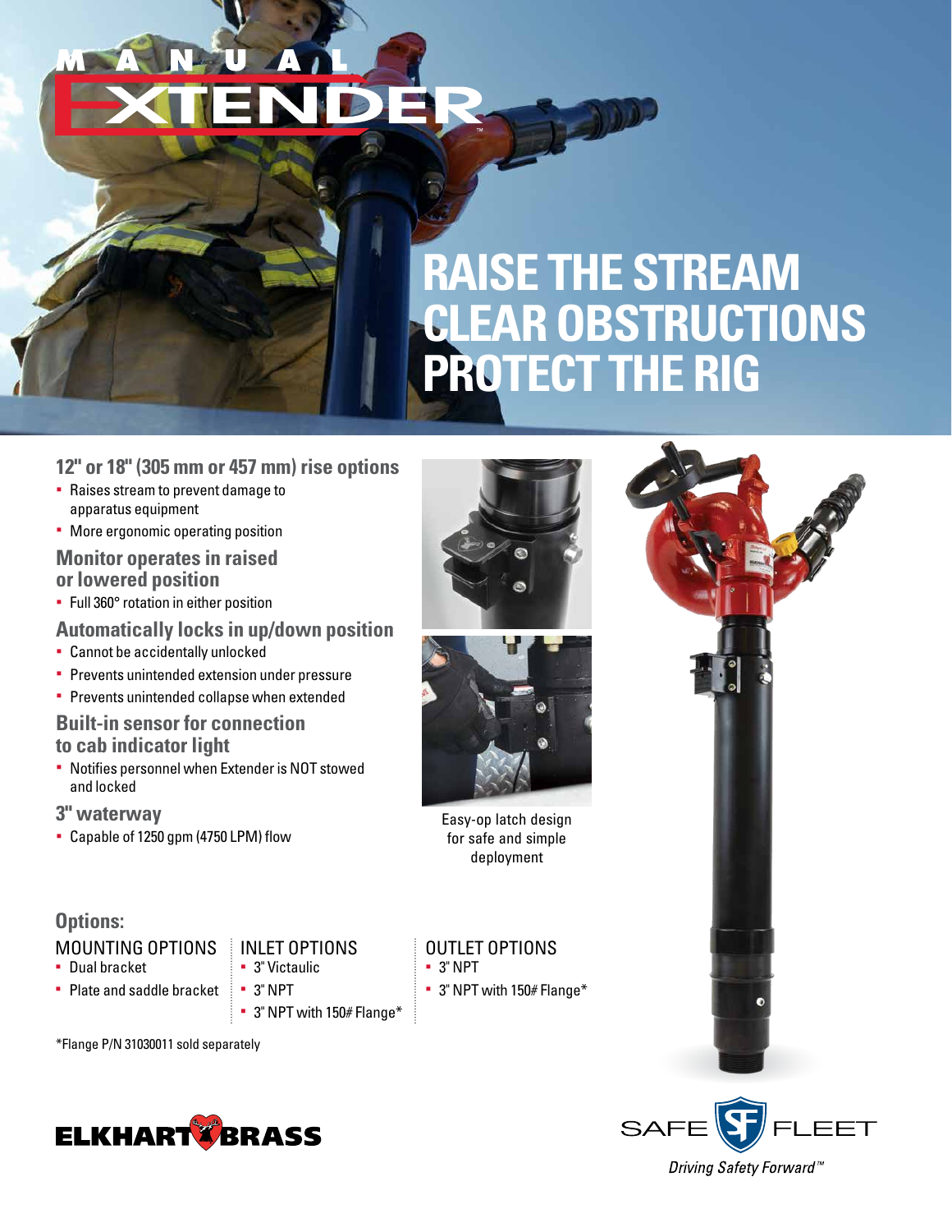# MANUAL EXTENDER™

## RAISE THE STREAM CLEAR OBSTRUCTIONS PROTECT THE RIG

### 12" or 18" (305 mm or 457 mm) rise options

- Raises stream to prevent damage to apparatus equipment
- More ergonomic operating position

### Monitor operates in raised or lowered position

- Full 360° rotation in either position

### Automatically locks in up/down position

- Cannot be accidentally unlocked
- Prevents unintended extension under pressure
- Prevents unintended collapse when extended

### Built-in sensor for connection to cab indicator light

- Notifies personnel when Extender is NOT stowed and locked

### 3" waterway

- Capable of 1250 gpm (4750 LPM) flow

Easy-op latch design for safe and simple deployment

### Options:

**MOUNTING OPTIONS**
- Dual bracket
- Plate and saddle bracket

**INLET OPTIONS**
- 3" Victaulic
- 3" NPT
- 3" NPT with 150# Flange*

**OUTLET OPTIONS**
- 3" NPT
- 3" NPT with 150# Flange*

*Flange P/N 31030011 sold separately

ELKHART BRASS

SAFE FLEET

*Driving Safety Forward™*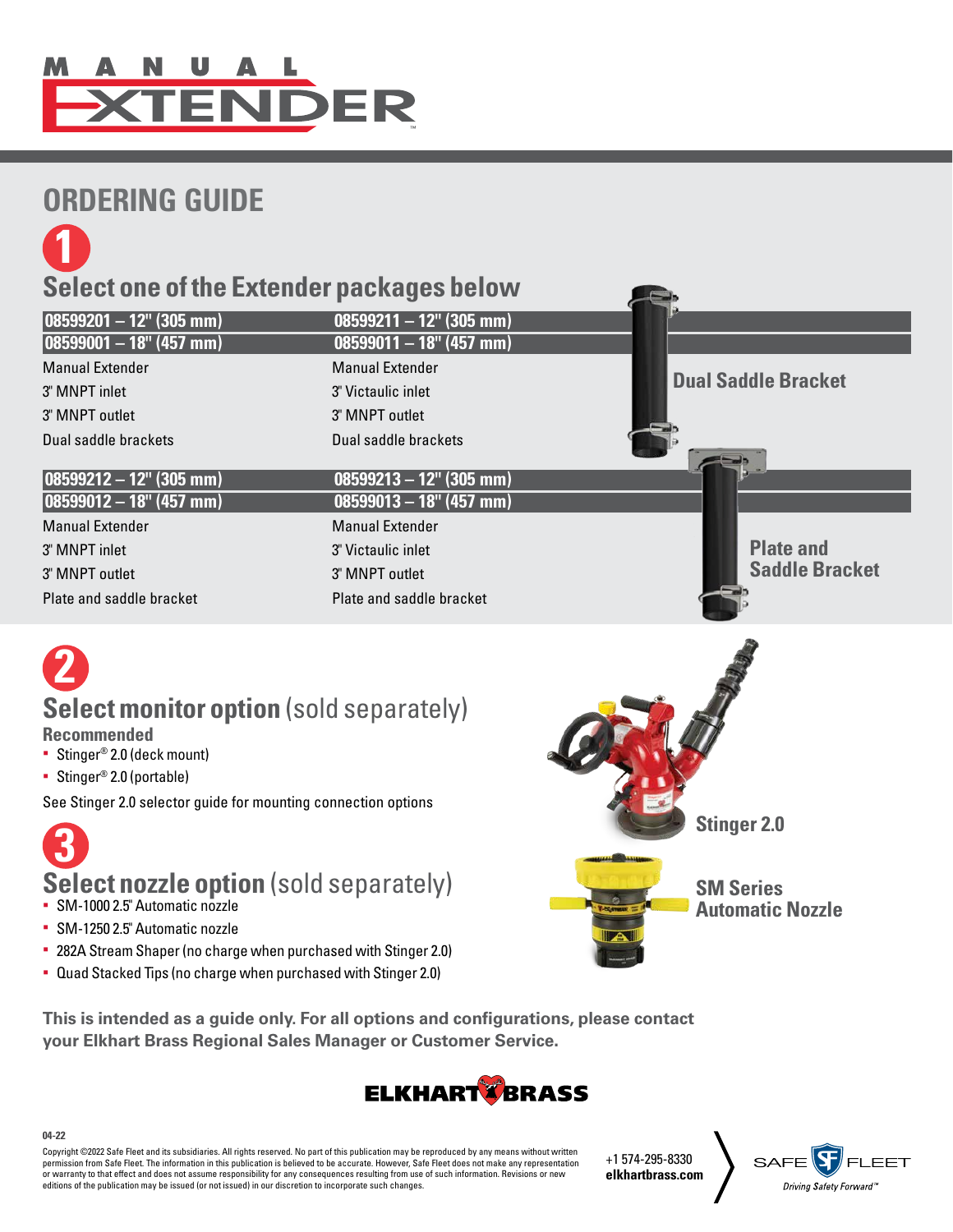# MANUAL EXTENDER

## ORDERING GUIDE

### 1 Select one of the Extender packages below

| 08599201 – 12" (305 mm)<br>08599001 – 18" (457 mm) | 08599211 – 12" (305 mm)<br>08599011 – 18" (457 mm) |
|---|---|
| Manual Extender<br>3" MNPT inlet<br>3" MNPT outlet<br>Dual saddle brackets | Manual Extender<br>3" Victaulic inlet<br>3" MNPT outlet<br>Dual saddle brackets |

Dual Saddle Bracket

| 08599212 – 12" (305 mm)<br>08599012 – 18" (457 mm) | 08599213 – 12" (305 mm)<br>08599013 – 18" (457 mm) |
|---|---|
| Manual Extender<br>3" MNPT inlet<br>3" MNPT outlet<br>Plate and saddle bracket | Manual Extender<br>3" Victaulic inlet<br>3" MNPT outlet<br>Plate and saddle bracket |

Plate and Saddle Bracket

### 2 Select monitor option (sold separately)

**Recommended**

- Stinger® 2.0 (deck mount)
- Stinger® 2.0 (portable)

See Stinger 2.0 selector guide for mounting connection options

Stinger 2.0

### 3 Select nozzle option (sold separately)

- SM-1000 2.5" Automatic nozzle
- SM-1250 2.5" Automatic nozzle
- 282A Stream Shaper (no charge when purchased with Stinger 2.0)
- Quad Stacked Tips (no charge when purchased with Stinger 2.0)

SM Series Automatic Nozzle

**This is intended as a guide only. For all options and configurations, please contact your Elkhart Brass Regional Sales Manager or Customer Service.**

ELKHART BRASS

04-22

Copyright ©2022 Safe Fleet and its subsidiaries. All rights reserved. No part of this publication may be reproduced by any means without written permission from Safe Fleet. The information in this publication is believed to be accurate. However, Safe Fleet does not make any representation or warranty to that effect and does not assume responsibility for any consequences resulting from use of such information. Revisions or new editions of the publication may be issued (or not issued) in our discretion to incorporate such changes.

+1 574-295-8330
**elkhartbrass.com**

SAFE FLEET
Driving Safety Forward™